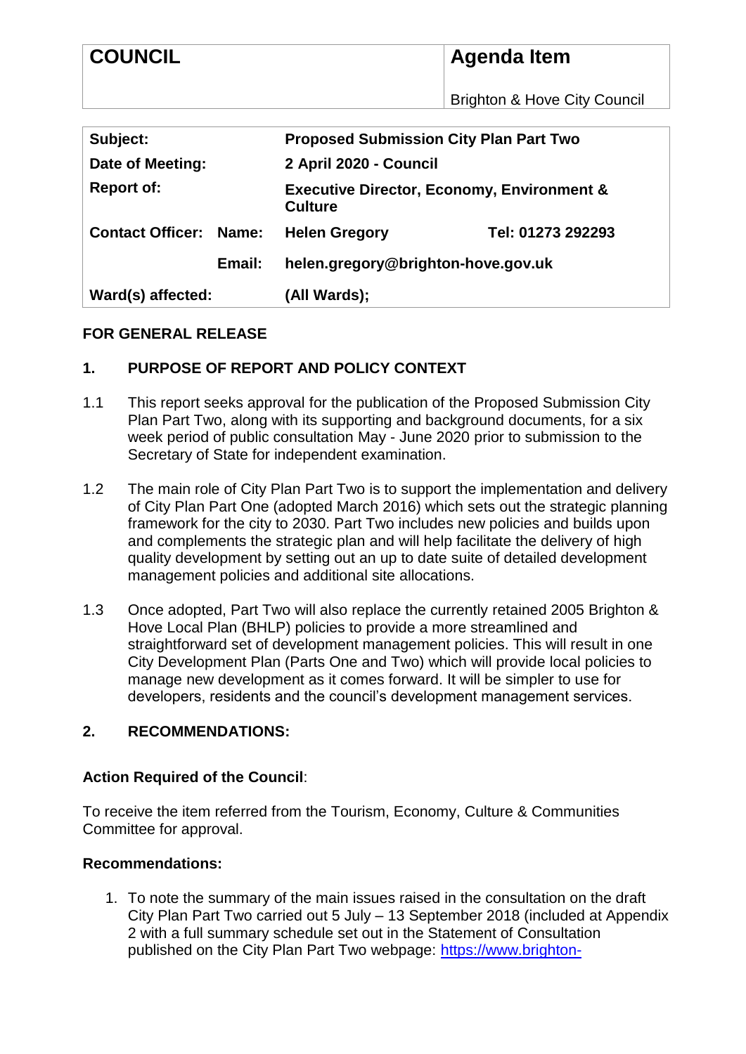| COUNCIL | Agenda Item |
| --- | --- |
| | Brighton & Hove City Council |

| Subject: | | Proposed Submission City Plan Part Two | |
| --- | --- | --- | --- |
| Date of Meeting: | | 2 April 2020 - Council | |
| Report of: | | Executive Director, Economy, Environment & Culture | |
| Contact Officer: | Name: | Helen Gregory | Tel: 01273 292293 |
| | Email: | helen.gregory@brighton-hove.gov.uk | |
| Ward(s) affected: | | (All Wards); | |

**FOR GENERAL RELEASE**

## 1. PURPOSE OF REPORT AND POLICY CONTEXT

1.1 This report seeks approval for the publication of the Proposed Submission City Plan Part Two, along with its supporting and background documents, for a six week period of public consultation May - June 2020 prior to submission to the Secretary of State for independent examination.

1.2 The main role of City Plan Part Two is to support the implementation and delivery of City Plan Part One (adopted March 2016) which sets out the strategic planning framework for the city to 2030. Part Two includes new policies and builds upon and complements the strategic plan and will help facilitate the delivery of high quality development by setting out an up to date suite of detailed development management policies and additional site allocations.

1.3 Once adopted, Part Two will also replace the currently retained 2005 Brighton & Hove Local Plan (BHLP) policies to provide a more streamlined and straightforward set of development management policies. This will result in one City Development Plan (Parts One and Two) which will provide local policies to manage new development as it comes forward. It will be simpler to use for developers, residents and the council's development management services.

## 2. RECOMMENDATIONS:

**Action Required of the Council**:

To receive the item referred from the Tourism, Economy, Culture & Communities Committee for approval.

**Recommendations:**

1. To note the summary of the main issues raised in the consultation on the draft City Plan Part Two carried out 5 July – 13 September 2018 (included at Appendix 2 with a full summary schedule set out in the Statement of Consultation published on the City Plan Part Two webpage: https://www.brighton-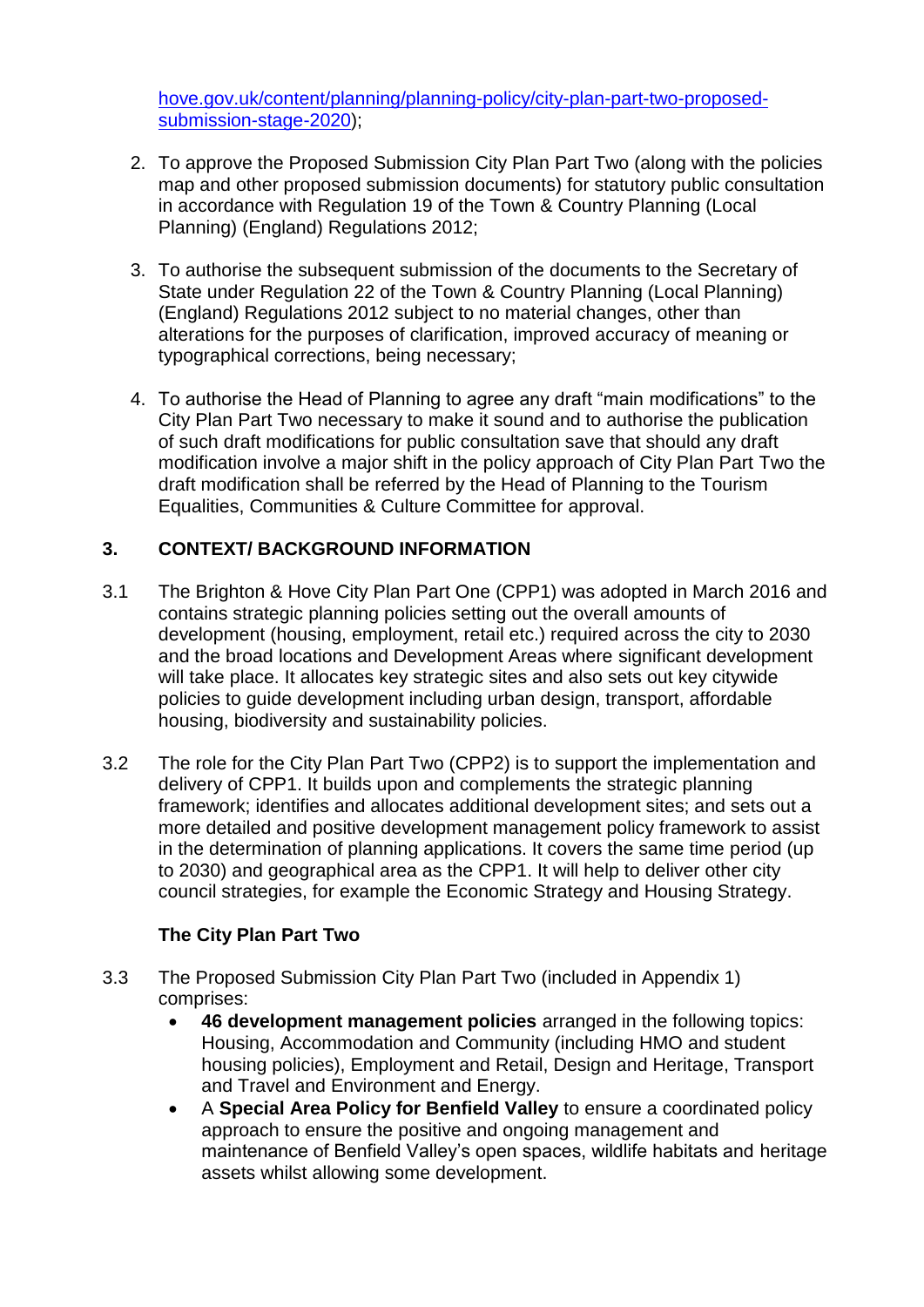hove.gov.uk/content/planning/planning-policy/city-plan-part-two-proposed-submission-stage-2020);

2. To approve the Proposed Submission City Plan Part Two (along with the policies map and other proposed submission documents) for statutory public consultation in accordance with Regulation 19 of the Town & Country Planning (Local Planning) (England) Regulations 2012;

3. To authorise the subsequent submission of the documents to the Secretary of State under Regulation 22 of the Town & Country Planning (Local Planning) (England) Regulations 2012 subject to no material changes, other than alterations for the purposes of clarification, improved accuracy of meaning or typographical corrections, being necessary;

4. To authorise the Head of Planning to agree any draft "main modifications" to the City Plan Part Two necessary to make it sound and to authorise the publication of such draft modifications for public consultation save that should any draft modification involve a major shift in the policy approach of City Plan Part Two the draft modification shall be referred by the Head of Planning to the Tourism Equalities, Communities & Culture Committee for approval.

## 3. CONTEXT/ BACKGROUND INFORMATION

3.1 The Brighton & Hove City Plan Part One (CPP1) was adopted in March 2016 and contains strategic planning policies setting out the overall amounts of development (housing, employment, retail etc.) required across the city to 2030 and the broad locations and Development Areas where significant development will take place. It allocates key strategic sites and also sets out key citywide policies to guide development including urban design, transport, affordable housing, biodiversity and sustainability policies.

3.2 The role for the City Plan Part Two (CPP2) is to support the implementation and delivery of CPP1. It builds upon and complements the strategic planning framework; identifies and allocates additional development sites; and sets out a more detailed and positive development management policy framework to assist in the determination of planning applications. It covers the same time period (up to 2030) and geographical area as the CPP1. It will help to deliver other city council strategies, for example the Economic Strategy and Housing Strategy.

### The City Plan Part Two

3.3 The Proposed Submission City Plan Part Two (included in Appendix 1) comprises:

- **46 development management policies** arranged in the following topics: Housing, Accommodation and Community (including HMO and student housing policies), Employment and Retail, Design and Heritage, Transport and Travel and Environment and Energy.
- A **Special Area Policy for Benfield Valley** to ensure a coordinated policy approach to ensure the positive and ongoing management and maintenance of Benfield Valley's open spaces, wildlife habitats and heritage assets whilst allowing some development.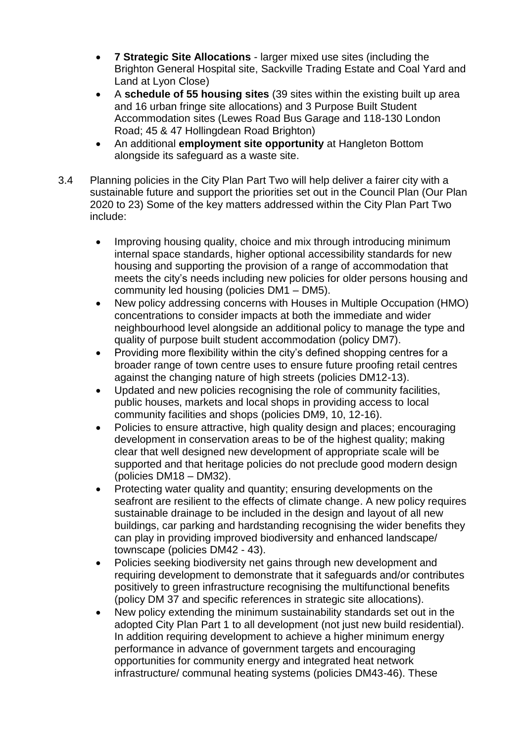- **7 Strategic Site Allocations** - larger mixed use sites (including the Brighton General Hospital site, Sackville Trading Estate and Coal Yard and Land at Lyon Close)
- A **schedule of 55 housing sites** (39 sites within the existing built up area and 16 urban fringe site allocations) and 3 Purpose Built Student Accommodation sites (Lewes Road Bus Garage and 118-130 London Road; 45 & 47 Hollingdean Road Brighton)
- An additional **employment site opportunity** at Hangleton Bottom alongside its safeguard as a waste site.

3.4 Planning policies in the City Plan Part Two will help deliver a fairer city with a sustainable future and support the priorities set out in the Council Plan (Our Plan 2020 to 23) Some of the key matters addressed within the City Plan Part Two include:

- Improving housing quality, choice and mix through introducing minimum internal space standards, higher optional accessibility standards for new housing and supporting the provision of a range of accommodation that meets the city's needs including new policies for older persons housing and community led housing (policies DM1 – DM5).
- New policy addressing concerns with Houses in Multiple Occupation (HMO) concentrations to consider impacts at both the immediate and wider neighbourhood level alongside an additional policy to manage the type and quality of purpose built student accommodation (policy DM7).
- Providing more flexibility within the city's defined shopping centres for a broader range of town centre uses to ensure future proofing retail centres against the changing nature of high streets (policies DM12-13).
- Updated and new policies recognising the role of community facilities, public houses, markets and local shops in providing access to local community facilities and shops (policies DM9, 10, 12-16).
- Policies to ensure attractive, high quality design and places; encouraging development in conservation areas to be of the highest quality; making clear that well designed new development of appropriate scale will be supported and that heritage policies do not preclude good modern design (policies DM18 – DM32).
- Protecting water quality and quantity; ensuring developments on the seafront are resilient to the effects of climate change. A new policy requires sustainable drainage to be included in the design and layout of all new buildings, car parking and hardstanding recognising the wider benefits they can play in providing improved biodiversity and enhanced landscape/ townscape (policies DM42 - 43).
- Policies seeking biodiversity net gains through new development and requiring development to demonstrate that it safeguards and/or contributes positively to green infrastructure recognising the multifunctional benefits (policy DM 37 and specific references in strategic site allocations).
- New policy extending the minimum sustainability standards set out in the adopted City Plan Part 1 to all development (not just new build residential). In addition requiring development to achieve a higher minimum energy performance in advance of government targets and encouraging opportunities for community energy and integrated heat network infrastructure/ communal heating systems (policies DM43-46). These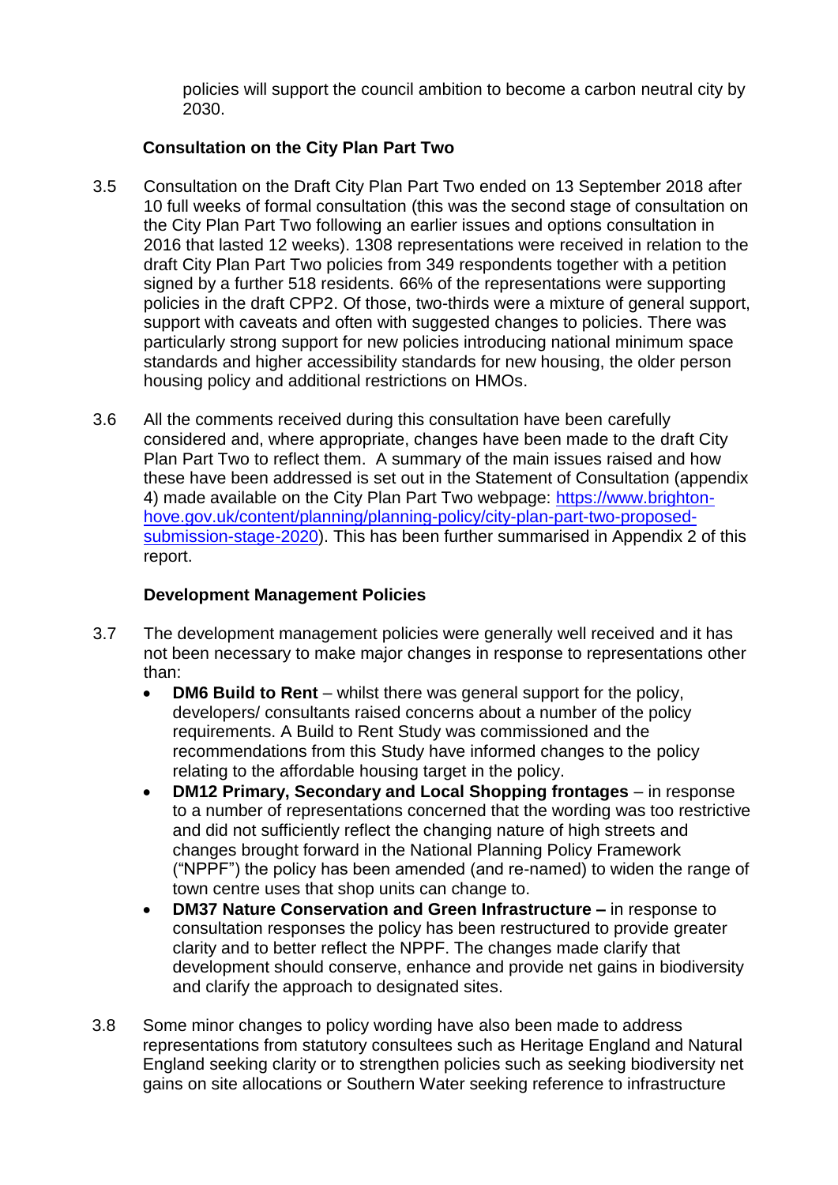policies will support the council ambition to become a carbon neutral city by 2030.

### Consultation on the City Plan Part Two

3.5 Consultation on the Draft City Plan Part Two ended on 13 September 2018 after 10 full weeks of formal consultation (this was the second stage of consultation on the City Plan Part Two following an earlier issues and options consultation in 2016 that lasted 12 weeks). 1308 representations were received in relation to the draft City Plan Part Two policies from 349 respondents together with a petition signed by a further 518 residents. 66% of the representations were supporting policies in the draft CPP2. Of those, two-thirds were a mixture of general support, support with caveats and often with suggested changes to policies. There was particularly strong support for new policies introducing national minimum space standards and higher accessibility standards for new housing, the older person housing policy and additional restrictions on HMOs.

3.6 All the comments received during this consultation have been carefully considered and, where appropriate, changes have been made to the draft City Plan Part Two to reflect them. A summary of the main issues raised and how these have been addressed is set out in the Statement of Consultation (appendix 4) made available on the City Plan Part Two webpage: [https://www.brighton-hove.gov.uk/content/planning/planning-policy/city-plan-part-two-proposed-submission-stage-2020](https://www.brighton-hove.gov.uk/content/planning/planning-policy/city-plan-part-two-proposed-submission-stage-2020)). This has been further summarised in Appendix 2 of this report.

### Development Management Policies

3.7 The development management policies were generally well received and it has not been necessary to make major changes in response to representations other than:

- **DM6 Build to Rent** – whilst there was general support for the policy, developers/ consultants raised concerns about a number of the policy requirements. A Build to Rent Study was commissioned and the recommendations from this Study have informed changes to the policy relating to the affordable housing target in the policy.
- **DM12 Primary, Secondary and Local Shopping frontages** – in response to a number of representations concerned that the wording was too restrictive and did not sufficiently reflect the changing nature of high streets and changes brought forward in the National Planning Policy Framework ("NPPF") the policy has been amended (and re-named) to widen the range of town centre uses that shop units can change to.
- **DM37 Nature Conservation and Green Infrastructure –** in response to consultation responses the policy has been restructured to provide greater clarity and to better reflect the NPPF. The changes made clarify that development should conserve, enhance and provide net gains in biodiversity and clarify the approach to designated sites.

3.8 Some minor changes to policy wording have also been made to address representations from statutory consultees such as Heritage England and Natural England seeking clarity or to strengthen policies such as seeking biodiversity net gains on site allocations or Southern Water seeking reference to infrastructure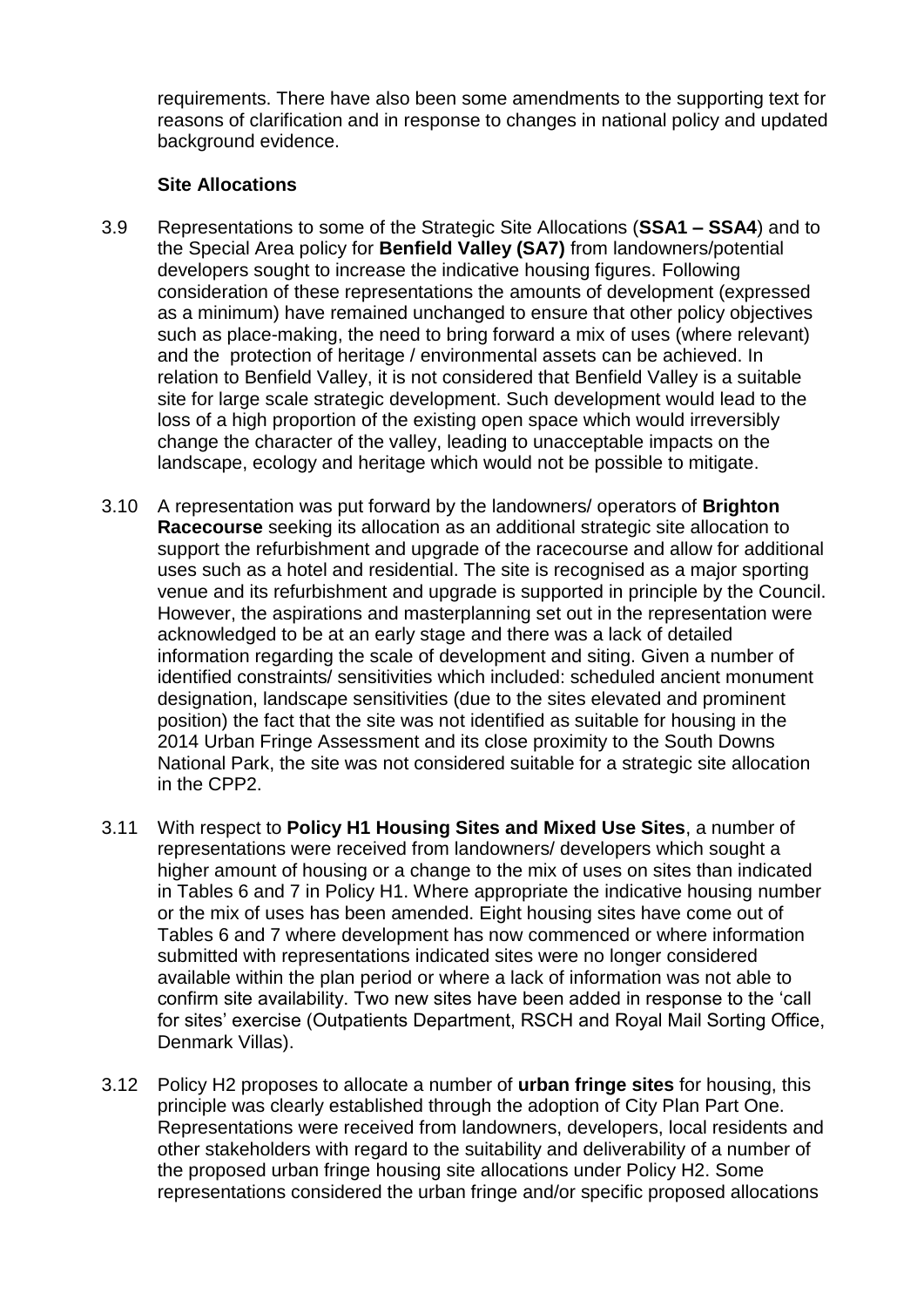requirements. There have also been some amendments to the supporting text for reasons of clarification and in response to changes in national policy and updated background evidence.

**Site Allocations**

3.9 Representations to some of the Strategic Site Allocations (**SSA1 – SSA4**) and to the Special Area policy for **Benfield Valley (SA7)** from landowners/potential developers sought to increase the indicative housing figures. Following consideration of these representations the amounts of development (expressed as a minimum) have remained unchanged to ensure that other policy objectives such as place-making, the need to bring forward a mix of uses (where relevant) and the protection of heritage / environmental assets can be achieved. In relation to Benfield Valley, it is not considered that Benfield Valley is a suitable site for large scale strategic development. Such development would lead to the loss of a high proportion of the existing open space which would irreversibly change the character of the valley, leading to unacceptable impacts on the landscape, ecology and heritage which would not be possible to mitigate.

3.10 A representation was put forward by the landowners/ operators of **Brighton Racecourse** seeking its allocation as an additional strategic site allocation to support the refurbishment and upgrade of the racecourse and allow for additional uses such as a hotel and residential. The site is recognised as a major sporting venue and its refurbishment and upgrade is supported in principle by the Council. However, the aspirations and masterplanning set out in the representation were acknowledged to be at an early stage and there was a lack of detailed information regarding the scale of development and siting. Given a number of identified constraints/ sensitivities which included: scheduled ancient monument designation, landscape sensitivities (due to the sites elevated and prominent position) the fact that the site was not identified as suitable for housing in the 2014 Urban Fringe Assessment and its close proximity to the South Downs National Park, the site was not considered suitable for a strategic site allocation in the CPP2.

3.11 With respect to **Policy H1 Housing Sites and Mixed Use Sites**, a number of representations were received from landowners/ developers which sought a higher amount of housing or a change to the mix of uses on sites than indicated in Tables 6 and 7 in Policy H1. Where appropriate the indicative housing number or the mix of uses has been amended. Eight housing sites have come out of Tables 6 and 7 where development has now commenced or where information submitted with representations indicated sites were no longer considered available within the plan period or where a lack of information was not able to confirm site availability. Two new sites have been added in response to the 'call for sites' exercise (Outpatients Department, RSCH and Royal Mail Sorting Office, Denmark Villas).

3.12 Policy H2 proposes to allocate a number of **urban fringe sites** for housing, this principle was clearly established through the adoption of City Plan Part One. Representations were received from landowners, developers, local residents and other stakeholders with regard to the suitability and deliverability of a number of the proposed urban fringe housing site allocations under Policy H2. Some representations considered the urban fringe and/or specific proposed allocations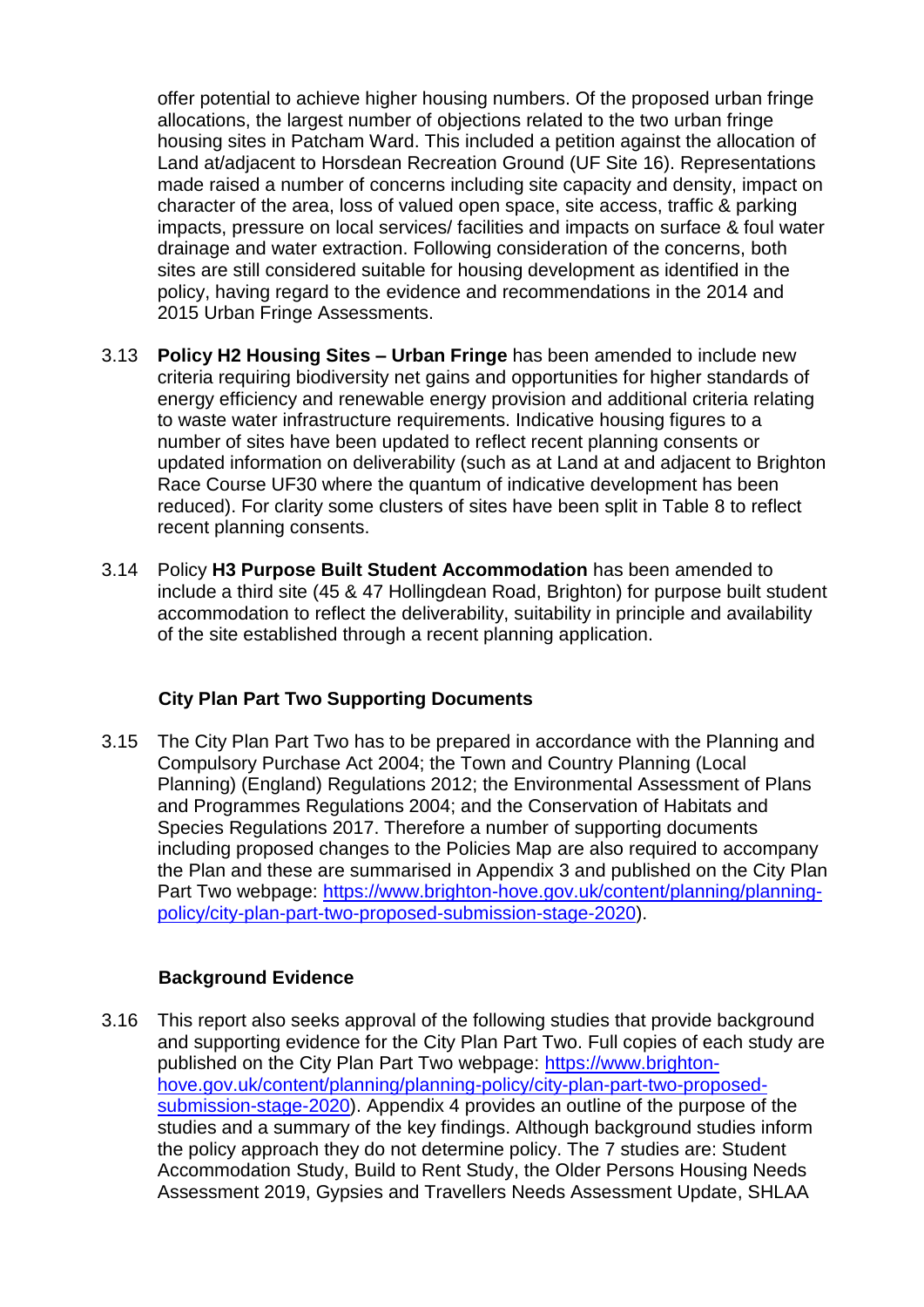offer potential to achieve higher housing numbers. Of the proposed urban fringe allocations, the largest number of objections related to the two urban fringe housing sites in Patcham Ward. This included a petition against the allocation of Land at/adjacent to Horsdean Recreation Ground (UF Site 16). Representations made raised a number of concerns including site capacity and density, impact on character of the area, loss of valued open space, site access, traffic & parking impacts, pressure on local services/ facilities and impacts on surface & foul water drainage and water extraction. Following consideration of the concerns, both sites are still considered suitable for housing development as identified in the policy, having regard to the evidence and recommendations in the 2014 and 2015 Urban Fringe Assessments.

3.13 **Policy H2 Housing Sites – Urban Fringe** has been amended to include new criteria requiring biodiversity net gains and opportunities for higher standards of energy efficiency and renewable energy provision and additional criteria relating to waste water infrastructure requirements. Indicative housing figures to a number of sites have been updated to reflect recent planning consents or updated information on deliverability (such as at Land at and adjacent to Brighton Race Course UF30 where the quantum of indicative development has been reduced). For clarity some clusters of sites have been split in Table 8 to reflect recent planning consents.

3.14 Policy **H3 Purpose Built Student Accommodation** has been amended to include a third site (45 & 47 Hollingdean Road, Brighton) for purpose built student accommodation to reflect the deliverability, suitability in principle and availability of the site established through a recent planning application.

### City Plan Part Two Supporting Documents

3.15 The City Plan Part Two has to be prepared in accordance with the Planning and Compulsory Purchase Act 2004; the Town and Country Planning (Local Planning) (England) Regulations 2012; the Environmental Assessment of Plans and Programmes Regulations 2004; and the Conservation of Habitats and Species Regulations 2017. Therefore a number of supporting documents including proposed changes to the Policies Map are also required to accompany the Plan and these are summarised in Appendix 3 and published on the City Plan Part Two webpage: [https://www.brighton-hove.gov.uk/content/planning/planning-policy/city-plan-part-two-proposed-submission-stage-2020](https://www.brighton-hove.gov.uk/content/planning/planning-policy/city-plan-part-two-proposed-submission-stage-2020)).

### Background Evidence

3.16 This report also seeks approval of the following studies that provide background and supporting evidence for the City Plan Part Two. Full copies of each study are published on the City Plan Part Two webpage: [https://www.brighton-hove.gov.uk/content/planning/planning-policy/city-plan-part-two-proposed-submission-stage-2020](https://www.brighton-hove.gov.uk/content/planning/planning-policy/city-plan-part-two-proposed-submission-stage-2020)). Appendix 4 provides an outline of the purpose of the studies and a summary of the key findings. Although background studies inform the policy approach they do not determine policy. The 7 studies are: Student Accommodation Study, Build to Rent Study, the Older Persons Housing Needs Assessment 2019, Gypsies and Travellers Needs Assessment Update, SHLAA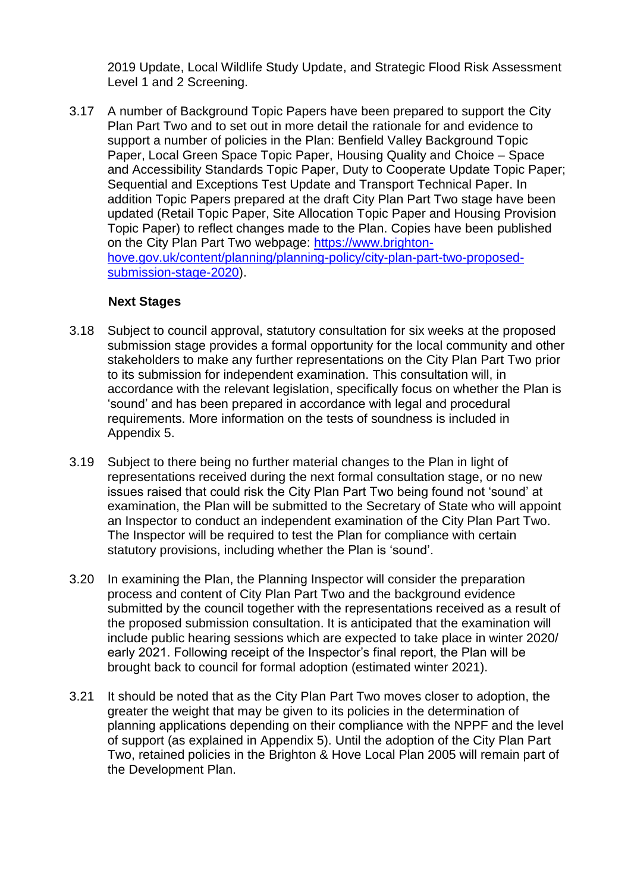2019 Update, Local Wildlife Study Update, and Strategic Flood Risk Assessment Level 1 and 2 Screening.

3.17 A number of Background Topic Papers have been prepared to support the City Plan Part Two and to set out in more detail the rationale for and evidence to support a number of policies in the Plan: Benfield Valley Background Topic Paper, Local Green Space Topic Paper, Housing Quality and Choice – Space and Accessibility Standards Topic Paper, Duty to Cooperate Update Topic Paper; Sequential and Exceptions Test Update and Transport Technical Paper. In addition Topic Papers prepared at the draft City Plan Part Two stage have been updated (Retail Topic Paper, Site Allocation Topic Paper and Housing Provision Topic Paper) to reflect changes made to the Plan. Copies have been published on the City Plan Part Two webpage: [https://www.brighton-hove.gov.uk/content/planning/planning-policy/city-plan-part-two-proposed-submission-stage-2020](https://www.brighton-hove.gov.uk/content/planning/planning-policy/city-plan-part-two-proposed-submission-stage-2020)).

**Next Stages**

3.18 Subject to council approval, statutory consultation for six weeks at the proposed submission stage provides a formal opportunity for the local community and other stakeholders to make any further representations on the City Plan Part Two prior to its submission for independent examination. This consultation will, in accordance with the relevant legislation, specifically focus on whether the Plan is 'sound' and has been prepared in accordance with legal and procedural requirements. More information on the tests of soundness is included in Appendix 5.

3.19 Subject to there being no further material changes to the Plan in light of representations received during the next formal consultation stage, or no new issues raised that could risk the City Plan Part Two being found not 'sound' at examination, the Plan will be submitted to the Secretary of State who will appoint an Inspector to conduct an independent examination of the City Plan Part Two. The Inspector will be required to test the Plan for compliance with certain statutory provisions, including whether the Plan is 'sound'.

3.20 In examining the Plan, the Planning Inspector will consider the preparation process and content of City Plan Part Two and the background evidence submitted by the council together with the representations received as a result of the proposed submission consultation. It is anticipated that the examination will include public hearing sessions which are expected to take place in winter 2020/ early 2021. Following receipt of the Inspector's final report, the Plan will be brought back to council for formal adoption (estimated winter 2021).

3.21 It should be noted that as the City Plan Part Two moves closer to adoption, the greater the weight that may be given to its policies in the determination of planning applications depending on their compliance with the NPPF and the level of support (as explained in Appendix 5). Until the adoption of the City Plan Part Two, retained policies in the Brighton & Hove Local Plan 2005 will remain part of the Development Plan.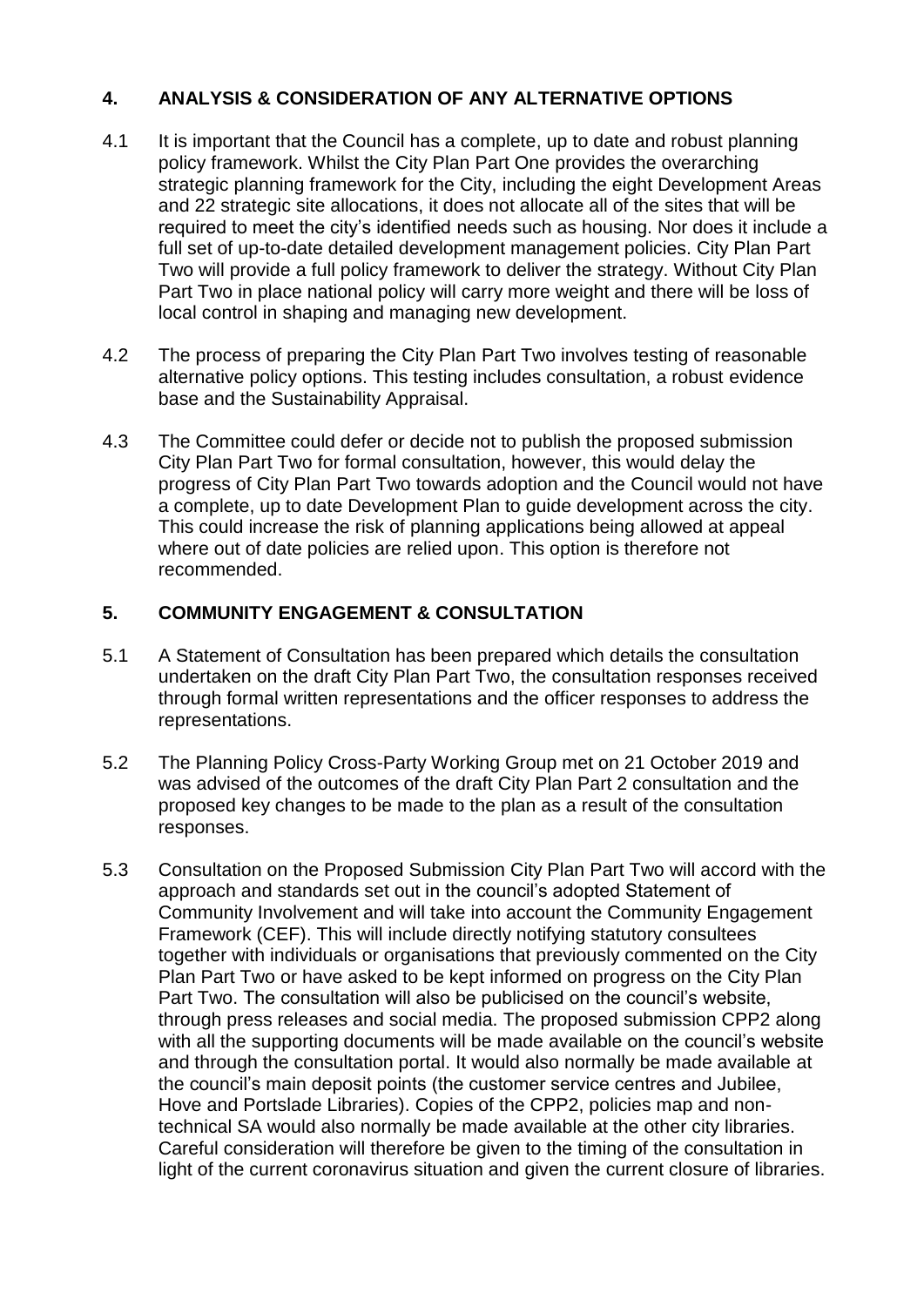## 4. ANALYSIS & CONSIDERATION OF ANY ALTERNATIVE OPTIONS

4.1 It is important that the Council has a complete, up to date and robust planning policy framework. Whilst the City Plan Part One provides the overarching strategic planning framework for the City, including the eight Development Areas and 22 strategic site allocations, it does not allocate all of the sites that will be required to meet the city's identified needs such as housing. Nor does it include a full set of up-to-date detailed development management policies. City Plan Part Two will provide a full policy framework to deliver the strategy. Without City Plan Part Two in place national policy will carry more weight and there will be loss of local control in shaping and managing new development.

4.2 The process of preparing the City Plan Part Two involves testing of reasonable alternative policy options. This testing includes consultation, a robust evidence base and the Sustainability Appraisal.

4.3 The Committee could defer or decide not to publish the proposed submission City Plan Part Two for formal consultation, however, this would delay the progress of City Plan Part Two towards adoption and the Council would not have a complete, up to date Development Plan to guide development across the city. This could increase the risk of planning applications being allowed at appeal where out of date policies are relied upon. This option is therefore not recommended.

## 5. COMMUNITY ENGAGEMENT & CONSULTATION

5.1 A Statement of Consultation has been prepared which details the consultation undertaken on the draft City Plan Part Two, the consultation responses received through formal written representations and the officer responses to address the representations.

5.2 The Planning Policy Cross-Party Working Group met on 21 October 2019 and was advised of the outcomes of the draft City Plan Part 2 consultation and the proposed key changes to be made to the plan as a result of the consultation responses.

5.3 Consultation on the Proposed Submission City Plan Part Two will accord with the approach and standards set out in the council's adopted Statement of Community Involvement and will take into account the Community Engagement Framework (CEF). This will include directly notifying statutory consultees together with individuals or organisations that previously commented on the City Plan Part Two or have asked to be kept informed on progress on the City Plan Part Two. The consultation will also be publicised on the council's website, through press releases and social media. The proposed submission CPP2 along with all the supporting documents will be made available on the council's website and through the consultation portal. It would also normally be made available at the council's main deposit points (the customer service centres and Jubilee, Hove and Portslade Libraries). Copies of the CPP2, policies map and non-technical SA would also normally be made available at the other city libraries. Careful consideration will therefore be given to the timing of the consultation in light of the current coronavirus situation and given the current closure of libraries.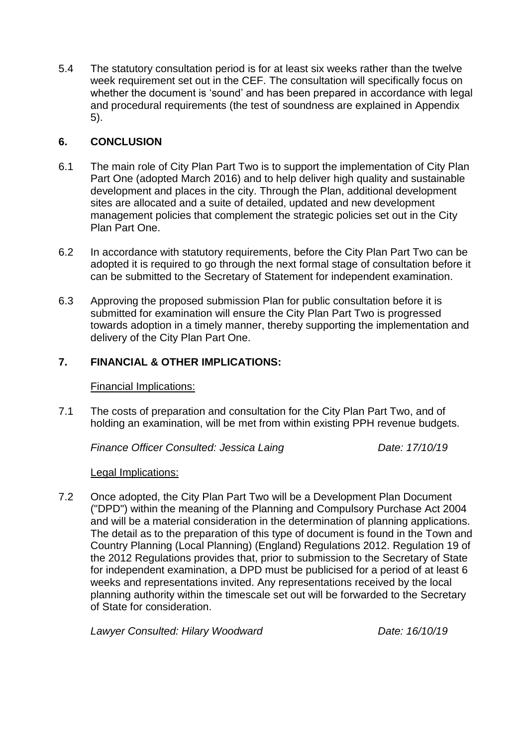5.4 The statutory consultation period is for at least six weeks rather than the twelve week requirement set out in the CEF. The consultation will specifically focus on whether the document is 'sound' and has been prepared in accordance with legal and procedural requirements (the test of soundness are explained in Appendix 5).

## 6. CONCLUSION

6.1 The main role of City Plan Part Two is to support the implementation of City Plan Part One (adopted March 2016) and to help deliver high quality and sustainable development and places in the city. Through the Plan, additional development sites are allocated and a suite of detailed, updated and new development management policies that complement the strategic policies set out in the City Plan Part One.

6.2 In accordance with statutory requirements, before the City Plan Part Two can be adopted it is required to go through the next formal stage of consultation before it can be submitted to the Secretary of Statement for independent examination.

6.3 Approving the proposed submission Plan for public consultation before it is submitted for examination will ensure the City Plan Part Two is progressed towards adoption in a timely manner, thereby supporting the implementation and delivery of the City Plan Part One.

## 7. FINANCIAL & OTHER IMPLICATIONS:

Financial Implications:

7.1 The costs of preparation and consultation for the City Plan Part Two, and of holding an examination, will be met from within existing PPH revenue budgets.

*Finance Officer Consulted: Jessica Laing* *Date: 17/10/19*

Legal Implications:

7.2 Once adopted, the City Plan Part Two will be a Development Plan Document ("DPD") within the meaning of the Planning and Compulsory Purchase Act 2004 and will be a material consideration in the determination of planning applications. The detail as to the preparation of this type of document is found in the Town and Country Planning (Local Planning) (England) Regulations 2012. Regulation 19 of the 2012 Regulations provides that, prior to submission to the Secretary of State for independent examination, a DPD must be publicised for a period of at least 6 weeks and representations invited. Any representations received by the local planning authority within the timescale set out will be forwarded to the Secretary of State for consideration.

*Lawyer Consulted: Hilary Woodward* *Date: 16/10/19*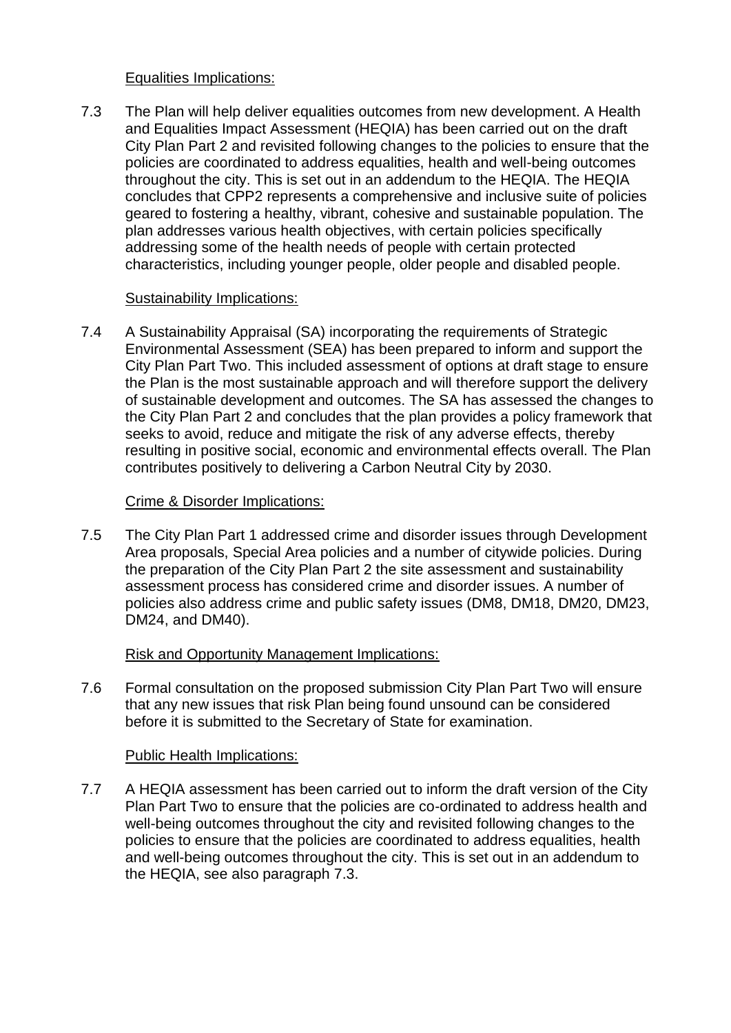Equalities Implications:

7.3 The Plan will help deliver equalities outcomes from new development. A Health and Equalities Impact Assessment (HEQIA) has been carried out on the draft City Plan Part 2 and revisited following changes to the policies to ensure that the policies are coordinated to address equalities, health and well-being outcomes throughout the city. This is set out in an addendum to the HEQIA. The HEQIA concludes that CPP2 represents a comprehensive and inclusive suite of policies geared to fostering a healthy, vibrant, cohesive and sustainable population. The plan addresses various health objectives, with certain policies specifically addressing some of the health needs of people with certain protected characteristics, including younger people, older people and disabled people.

Sustainability Implications:

7.4 A Sustainability Appraisal (SA) incorporating the requirements of Strategic Environmental Assessment (SEA) has been prepared to inform and support the City Plan Part Two. This included assessment of options at draft stage to ensure the Plan is the most sustainable approach and will therefore support the delivery of sustainable development and outcomes. The SA has assessed the changes to the City Plan Part 2 and concludes that the plan provides a policy framework that seeks to avoid, reduce and mitigate the risk of any adverse effects, thereby resulting in positive social, economic and environmental effects overall. The Plan contributes positively to delivering a Carbon Neutral City by 2030.

Crime & Disorder Implications:

7.5 The City Plan Part 1 addressed crime and disorder issues through Development Area proposals, Special Area policies and a number of citywide policies. During the preparation of the City Plan Part 2 the site assessment and sustainability assessment process has considered crime and disorder issues. A number of policies also address crime and public safety issues (DM8, DM18, DM20, DM23, DM24, and DM40).

Risk and Opportunity Management Implications:

7.6 Formal consultation on the proposed submission City Plan Part Two will ensure that any new issues that risk Plan being found unsound can be considered before it is submitted to the Secretary of State for examination.

Public Health Implications:

7.7 A HEQIA assessment has been carried out to inform the draft version of the City Plan Part Two to ensure that the policies are co-ordinated to address health and well-being outcomes throughout the city and revisited following changes to the policies to ensure that the policies are coordinated to address equalities, health and well-being outcomes throughout the city. This is set out in an addendum to the HEQIA, see also paragraph 7.3.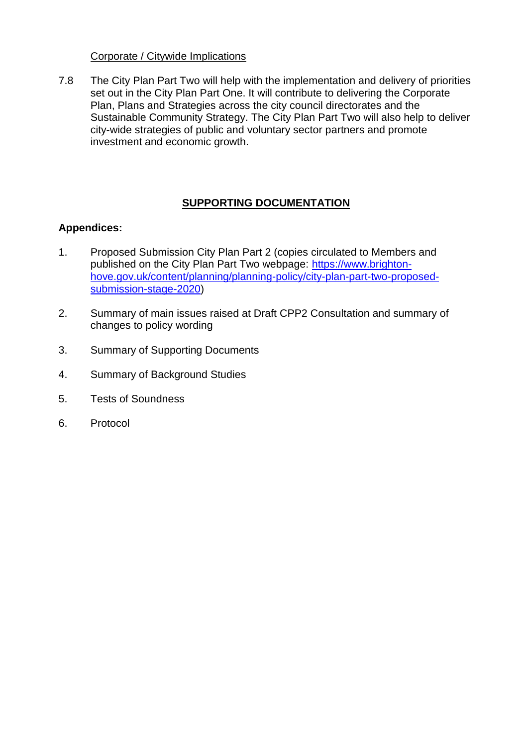Corporate / Citywide Implications

7.8 The City Plan Part Two will help with the implementation and delivery of priorities set out in the City Plan Part One. It will contribute to delivering the Corporate Plan, Plans and Strategies across the city council directorates and the Sustainable Community Strategy. The City Plan Part Two will also help to deliver city-wide strategies of public and voluntary sector partners and promote investment and economic growth.

## SUPPORTING DOCUMENTATION

**Appendices:**

1. Proposed Submission City Plan Part 2 (copies circulated to Members and published on the City Plan Part Two webpage: [https://www.brighton-hove.gov.uk/content/planning/planning-policy/city-plan-part-two-proposed-submission-stage-2020](https://www.brighton-hove.gov.uk/content/planning/planning-policy/city-plan-part-two-proposed-submission-stage-2020))

2. Summary of main issues raised at Draft CPP2 Consultation and summary of changes to policy wording

3. Summary of Supporting Documents

4. Summary of Background Studies

5. Tests of Soundness

6. Protocol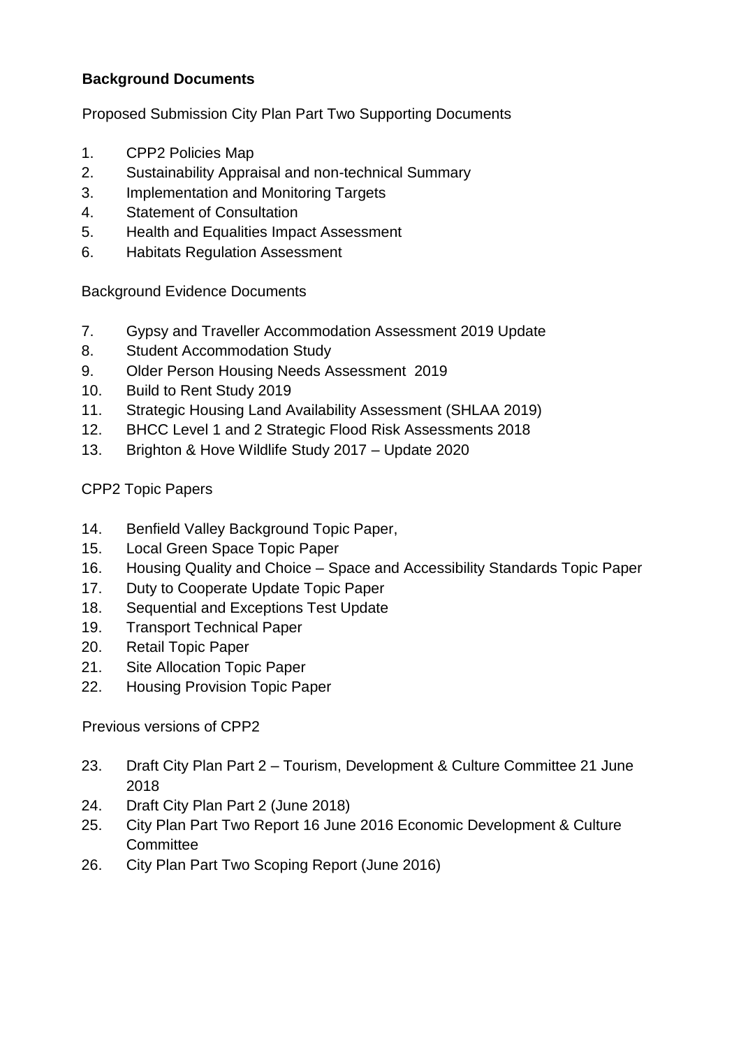**Background Documents**

Proposed Submission City Plan Part Two Supporting Documents

1. CPP2 Policies Map
2. Sustainability Appraisal and non-technical Summary
3. Implementation and Monitoring Targets
4. Statement of Consultation
5. Health and Equalities Impact Assessment
6. Habitats Regulation Assessment

Background Evidence Documents

7. Gypsy and Traveller Accommodation Assessment 2019 Update
8. Student Accommodation Study
9. Older Person Housing Needs Assessment 2019
10. Build to Rent Study 2019
11. Strategic Housing Land Availability Assessment (SHLAA 2019)
12. BHCC Level 1 and 2 Strategic Flood Risk Assessments 2018
13. Brighton & Hove Wildlife Study 2017 – Update 2020

CPP2 Topic Papers

14. Benfield Valley Background Topic Paper,
15. Local Green Space Topic Paper
16. Housing Quality and Choice – Space and Accessibility Standards Topic Paper
17. Duty to Cooperate Update Topic Paper
18. Sequential and Exceptions Test Update
19. Transport Technical Paper
20. Retail Topic Paper
21. Site Allocation Topic Paper
22. Housing Provision Topic Paper

Previous versions of CPP2

23. Draft City Plan Part 2 – Tourism, Development & Culture Committee 21 June 2018
24. Draft City Plan Part 2 (June 2018)
25. City Plan Part Two Report 16 June 2016 Economic Development & Culture Committee
26. City Plan Part Two Scoping Report (June 2016)